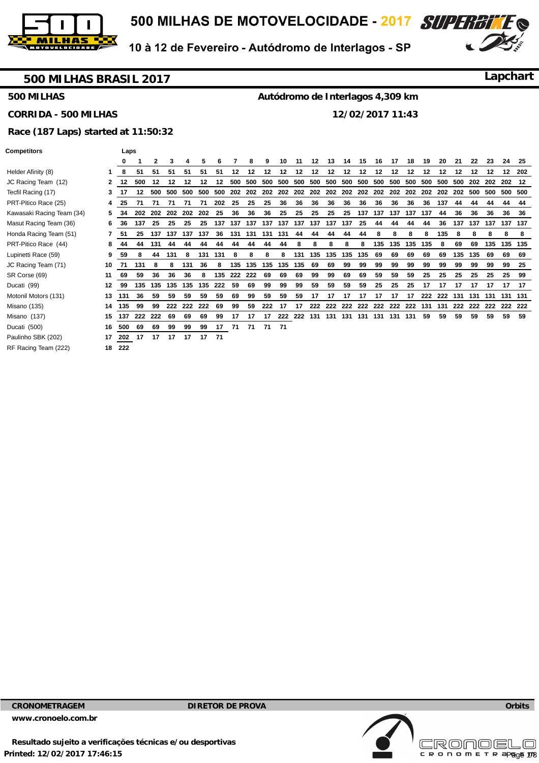# 500 MILHAS DE MOTOVELOCIDADE - 2017

10 à 12 de Fevereiro - Autódromo de Interlagos - SP

## 500 MILHAS BRASIL 2017

**Lapchart**

**500 MILHAS** — **Autódromo de Interlagos 4,309 km**

**CORRIDA - 500 MILHAS** — **12/02/2017 11:43**

**Race (187 Laps) started at 11:50:32**

| Competitors | | 0 | 1 | 2 | 3 | 4 | 5 | 6 | 7 | 8 | 9 | 10 | 11 | 12 | 13 | 14 | 15 | 16 | 17 | 18 | 19 | 20 | 21 | 22 | 23 | 24 | 25 |
|---|---|---|---|---|---|---|---|---|---|---|---|---|---|---|---|---|---|---|---|---|---|---|---|---|---|---|---|
| Helder Afinity (8) | 1 | 8 | 51 | 51 | 51 | 51 | 51 | 51 | 12 | 12 | 12 | 12 | 12 | 12 | 12 | 12 | 12 | 12 | 12 | 12 | 12 | 12 | 12 | 12 | 12 | 12 | 202 |
| JC Racing Team (12) | 2 | 12 | 500 | 12 | 12 | 12 | 12 | 12 | 500 | 500 | 500 | 500 | 500 | 500 | 500 | 500 | 500 | 500 | 500 | 500 | 500 | 500 | 500 | 202 | 202 | 202 | 12 |
| Tecfil Racing (17) | 3 | 17 | 12 | 500 | 500 | 500 | 500 | 500 | 202 | 202 | 202 | 202 | 202 | 202 | 202 | 202 | 202 | 202 | 202 | 202 | 202 | 202 | 202 | 500 | 500 | 500 | 500 |
| PRT-Pitico Race (25) | 4 | 25 | 71 | 71 | 71 | 71 | 71 | 202 | 25 | 25 | 25 | 36 | 36 | 36 | 36 | 36 | 36 | 36 | 36 | 36 | 36 | 137 | 44 | 44 | 44 | 44 | 44 |
| Kawasaki Racing Team (34) | 5 | 34 | 202 | 202 | 202 | 202 | 202 | 25 | 36 | 36 | 36 | 25 | 25 | 25 | 25 | 25 | 137 | 137 | 137 | 137 | 137 | 44 | 36 | 36 | 36 | 36 | 36 |
| Masut Racing Team (36) | 6 | 36 | 137 | 25 | 25 | 25 | 25 | 137 | 137 | 137 | 137 | 137 | 137 | 137 | 137 | 137 | 25 | 44 | 44 | 44 | 44 | 36 | 137 | 137 | 137 | 137 | 137 |
| Honda Racing Team (51) | 7 | 51 | 25 | 137 | 137 | 137 | 137 | 36 | 131 | 131 | 131 | 131 | 44 | 44 | 44 | 44 | 44 | 8 | 8 | 8 | 8 | 135 | 8 | 8 | 8 | 8 | 8 |
| PRT-Pitico Race (44) | 8 | 44 | 44 | 131 | 44 | 44 | 44 | 44 | 44 | 44 | 44 | 44 | 8 | 8 | 8 | 8 | 8 | 135 | 135 | 135 | 135 | 8 | 69 | 69 | 135 | 135 | 135 |
| Lupinetti Race (59) | 9 | 59 | 8 | 44 | 131 | 8 | 131 | 131 | 8 | 8 | 8 | 8 | 131 | 135 | 135 | 135 | 135 | 69 | 69 | 69 | 69 | 69 | 135 | 135 | 69 | 69 | 69 |
| JC Racing Team (71) | 10 | 71 | 131 | 8 | 8 | 131 | 36 | 8 | 135 | 135 | 135 | 135 | 135 | 69 | 69 | 99 | 99 | 99 | 99 | 99 | 99 | 99 | 99 | 99 | 99 | 99 | 25 |
| SR Corse (69) | 11 | 69 | 59 | 36 | 36 | 36 | 8 | 135 | 222 | 222 | 69 | 69 | 69 | 99 | 99 | 69 | 69 | 59 | 59 | 59 | 25 | 25 | 25 | 25 | 25 | 25 | 99 |
| Ducati (99) | 12 | 99 | 135 | 135 | 135 | 135 | 135 | 222 | 59 | 69 | 99 | 99 | 99 | 59 | 59 | 59 | 59 | 25 | 25 | 25 | 17 | 17 | 17 | 17 | 17 | 17 | 17 |
| Motonil Motors (131) | 13 | 131 | 36 | 59 | 59 | 59 | 59 | 59 | 69 | 99 | 59 | 59 | 59 | 17 | 17 | 17 | 17 | 17 | 17 | 17 | 222 | 222 | 131 | 131 | 131 | 131 | 131 |
| Misano (135) | 14 | 135 | 99 | 99 | 222 | 222 | 222 | 69 | 99 | 59 | 222 | 17 | 17 | 222 | 222 | 222 | 222 | 222 | 222 | 222 | 131 | 131 | 222 | 222 | 222 | 222 | 222 |
| Misano (137) | 15 | 137 | 222 | 222 | 69 | 69 | 69 | 99 | 17 | 17 | 17 | 222 | 222 | 131 | 131 | 131 | 131 | 131 | 131 | 131 | 59 | 59 | 59 | 59 | 59 | 59 | 59 |
| Ducati (500) | 16 | 500 | 69 | 69 | 99 | 99 | 99 | 17 | 71 | 71 | 71 | 71 | | | | | | | | | | | | | | | |
| Paulinho SBK (202) | 17 | 202 | 17 | 17 | 17 | 17 | 17 | 71 | | | | | | | | | | | | | | | | | | | |
| RF Racing Team (222) | 18 | 222 | | | | | | | | | | | | | | | | | | | | | | | | | |

**CRONOMETRAGEM** — **DIRETOR DE PROVA** — **Orbits**

**www.cronoelo.com.br**

**Resultado sujeito a verificações técnicas e/ou desportivas**

**Printed: 12/02/2017 17:46:15**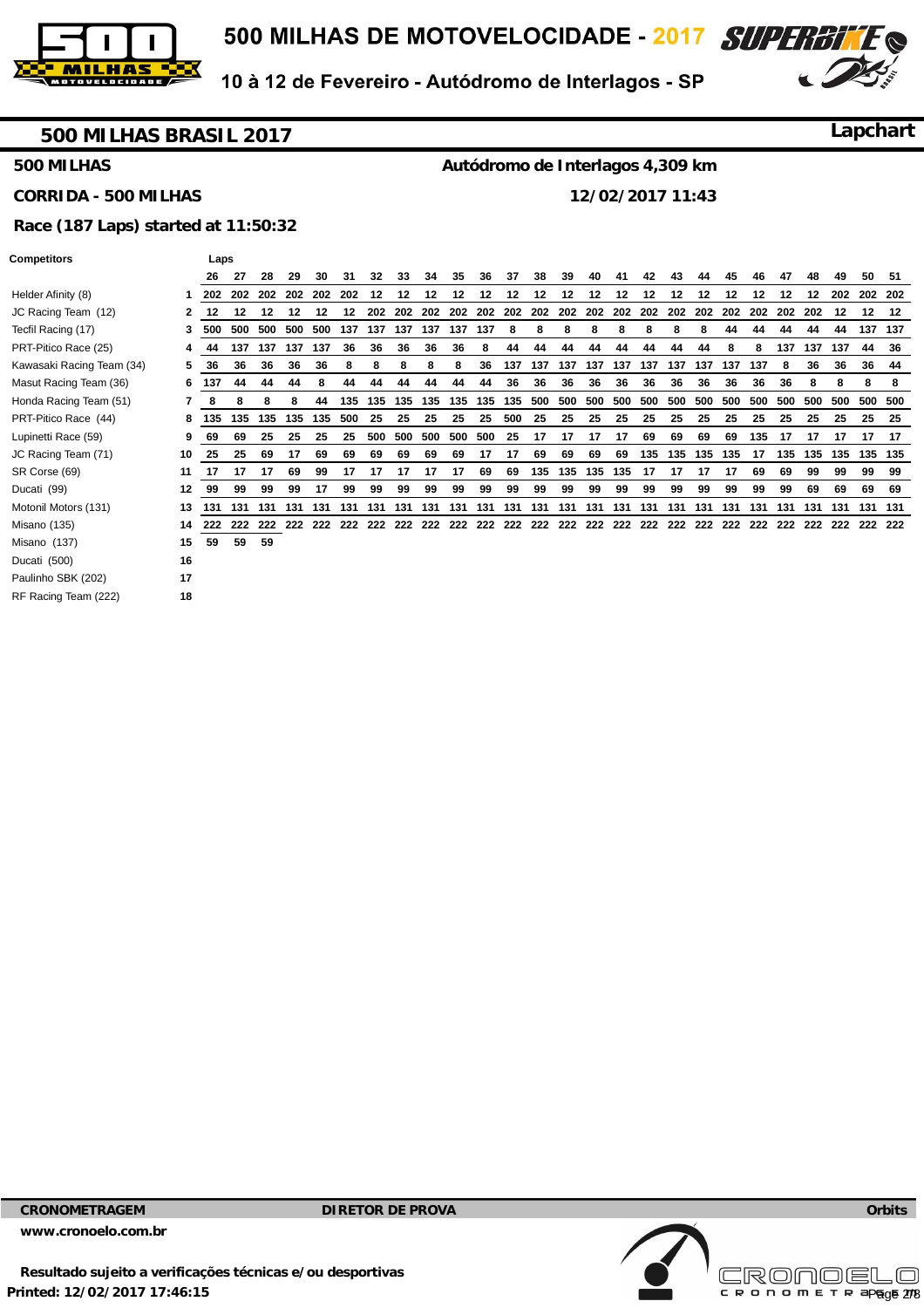# 500 MILHAS DE MOTOVELOCIDADE - 2017

10 à 12 de Fevereiro - Autódromo de Interlagos - SP

## 500 MILHAS BRASIL 2017

**Lapchart**

**500 MILHAS** — **Autódromo de Interlagos 4,309 km**

**CORRIDA - 500 MILHAS** — **12/02/2017 11:43**

**Race (187 Laps) started at 11:50:32**

| Competitors | | 26 | 27 | 28 | 29 | 30 | 31 | 32 | 33 | 34 | 35 | 36 | 37 | 38 | 39 | 40 | 41 | 42 | 43 | 44 | 45 | 46 | 47 | 48 | 49 | 50 | 51 |
|---|---|---|---|---|---|---|---|---|---|---|---|---|---|---|---|---|---|---|---|---|---|---|---|---|---|---|---|
| Helder Afinity (8) | 1 | 202 | 202 | 202 | 202 | 202 | 202 | 12 | 12 | 12 | 12 | 12 | 12 | 12 | 12 | 12 | 12 | 12 | 12 | 12 | 12 | 12 | 12 | 12 | 202 | 202 | 202 |
| JC Racing Team (12) | 2 | 12 | 12 | 12 | 12 | 12 | 12 | 202 | 202 | 202 | 202 | 202 | 202 | 202 | 202 | 202 | 202 | 202 | 202 | 202 | 202 | 202 | 202 | 202 | 12 | 12 | 12 |
| Tecfil Racing (17) | 3 | 500 | 500 | 500 | 500 | 500 | 137 | 137 | 137 | 137 | 137 | 137 | 8 | 8 | 8 | 8 | 8 | 8 | 8 | 8 | 44 | 44 | 44 | 44 | 44 | 137 | 137 |
| PRT-Pitico Race (25) | 4 | 44 | 137 | 137 | 137 | 137 | 36 | 36 | 36 | 36 | 36 | 8 | 44 | 44 | 44 | 44 | 44 | 44 | 44 | 44 | 8 | 8 | 137 | 137 | 137 | 44 | 36 |
| Kawasaki Racing Team (34) | 5 | 36 | 36 | 36 | 36 | 36 | 8 | 8 | 8 | 8 | 8 | 36 | 137 | 137 | 137 | 137 | 137 | 137 | 137 | 137 | 137 | 137 | 8 | 36 | 36 | 36 | 44 |
| Masut Racing Team (36) | 6 | 137 | 44 | 44 | 44 | 8 | 44 | 44 | 44 | 44 | 44 | 44 | 36 | 36 | 36 | 36 | 36 | 36 | 36 | 36 | 36 | 36 | 36 | 8 | 8 | 8 | 8 |
| Honda Racing Team (51) | 7 | 8 | 8 | 8 | 8 | 44 | 135 | 135 | 135 | 135 | 135 | 135 | 135 | 500 | 500 | 500 | 500 | 500 | 500 | 500 | 500 | 500 | 500 | 500 | 500 | 500 | 500 |
| PRT-Pitico Race (44) | 8 | 135 | 135 | 135 | 135 | 135 | 500 | 25 | 25 | 25 | 25 | 25 | 500 | 25 | 25 | 25 | 25 | 25 | 25 | 25 | 25 | 25 | 25 | 25 | 25 | 25 | 25 |
| Lupinetti Race (59) | 9 | 69 | 69 | 25 | 25 | 25 | 25 | 500 | 500 | 500 | 500 | 500 | 25 | 17 | 17 | 17 | 17 | 69 | 69 | 69 | 69 | 135 | 17 | 17 | 17 | 17 | 17 |
| JC Racing Team (71) | 10 | 25 | 25 | 69 | 17 | 69 | 69 | 69 | 69 | 69 | 69 | 17 | 17 | 69 | 69 | 69 | 69 | 135 | 135 | 135 | 135 | 17 | 135 | 135 | 135 | 135 | 135 |
| SR Corse (69) | 11 | 17 | 17 | 17 | 69 | 99 | 17 | 17 | 17 | 17 | 17 | 69 | 69 | 135 | 135 | 135 | 135 | 17 | 17 | 17 | 17 | 69 | 69 | 99 | 99 | 99 | 99 |
| Ducati (99) | 12 | 99 | 99 | 99 | 99 | 17 | 99 | 99 | 99 | 99 | 99 | 99 | 99 | 99 | 99 | 99 | 99 | 99 | 99 | 99 | 99 | 99 | 99 | 69 | 69 | 69 | 69 |
| Motonil Motors (131) | 13 | 131 | 131 | 131 | 131 | 131 | 131 | 131 | 131 | 131 | 131 | 131 | 131 | 131 | 131 | 131 | 131 | 131 | 131 | 131 | 131 | 131 | 131 | 131 | 131 | 131 | 131 |
| Misano (135) | 14 | 222 | 222 | 222 | 222 | 222 | 222 | 222 | 222 | 222 | 222 | 222 | 222 | 222 | 222 | 222 | 222 | 222 | 222 | 222 | 222 | 222 | 222 | 222 | 222 | 222 | 222 |
| Misano (137) | 15 | 59 | 59 | 59 | | | | | | | | | | | | | | | | | | | | | | | |
| Ducati (500) | 16 | | | | | | | | | | | | | | | | | | | | | | | | | | |
| Paulinho SBK (202) | 17 | | | | | | | | | | | | | | | | | | | | | | | | | | |
| RF Racing Team (222) | 18 | | | | | | | | | | | | | | | | | | | | | | | | | | |

**CRONOMETRAGEM** — **DIRETOR DE PROVA** — **Orbits**

**www.cronoelo.com.br**

**Resultado sujeito a verificações técnicas e/ou desportivas**

**Printed: 12/02/2017 17:46:15**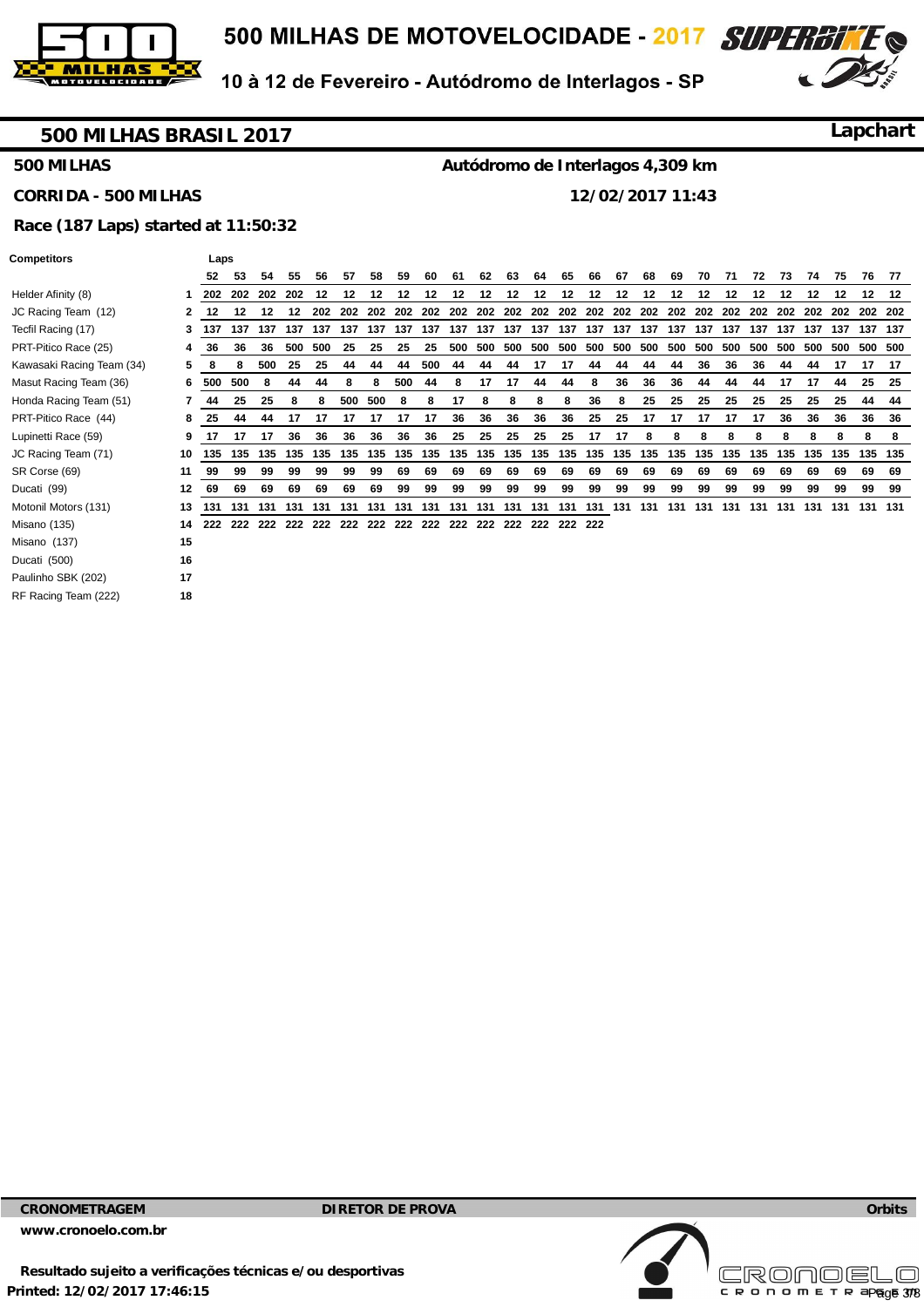# 500 MILHAS DE MOTOVELOCIDADE - 2017

10 à 12 de Fevereiro - Autódromo de Interlagos - SP

## 500 MILHAS BRASIL 2017

**Lapchart**

**500 MILHAS** — **Autódromo de Interlagos 4,309 km**

**CORRIDA - 500 MILHAS** — **12/02/2017 11:43**

**Race (187 Laps) started at 11:50:32**

| Competitors | | 52 | 53 | 54 | 55 | 56 | 57 | 58 | 59 | 60 | 61 | 62 | 63 | 64 | 65 | 66 | 67 | 68 | 69 | 70 | 71 | 72 | 73 | 74 | 75 | 76 | 77 |
|---|---|---|---|---|---|---|---|---|---|---|---|---|---|---|---|---|---|---|---|---|---|---|---|---|---|---|---|
| Helder Afinity (8) | 1 | 202 | 202 | 202 | 202 | 12 | 12 | 12 | 12 | 12 | 12 | 12 | 12 | 12 | 12 | 12 | 12 | 12 | 12 | 12 | 12 | 12 | 12 | 12 | 12 | 12 | 12 |
| JC Racing Team (12) | 2 | 12 | 12 | 12 | 12 | 202 | 202 | 202 | 202 | 202 | 202 | 202 | 202 | 202 | 202 | 202 | 202 | 202 | 202 | 202 | 202 | 202 | 202 | 202 | 202 | 202 | 202 |
| Tecfil Racing (17) | 3 | 137 | 137 | 137 | 137 | 137 | 137 | 137 | 137 | 137 | 137 | 137 | 137 | 137 | 137 | 137 | 137 | 137 | 137 | 137 | 137 | 137 | 137 | 137 | 137 | 137 | 137 |
| PRT-Pitico Race (25) | 4 | 36 | 36 | 36 | 500 | 500 | 25 | 25 | 25 | 25 | 500 | 500 | 500 | 500 | 500 | 500 | 500 | 500 | 500 | 500 | 500 | 500 | 500 | 500 | 500 | 500 | 500 |
| Kawasaki Racing Team (34) | 5 | 8 | 8 | 500 | 25 | 25 | 44 | 44 | 44 | 500 | 44 | 44 | 44 | 17 | 17 | 44 | 44 | 44 | 44 | 36 | 36 | 36 | 44 | 44 | 17 | 17 | 17 |
| Masut Racing Team (36) | 6 | 500 | 500 | 8 | 44 | 44 | 8 | 8 | 500 | 44 | 8 | 17 | 17 | 44 | 44 | 8 | 36 | 36 | 36 | 44 | 44 | 44 | 17 | 17 | 44 | 25 | 25 |
| Honda Racing Team (51) | 7 | 44 | 25 | 25 | 8 | 8 | 500 | 500 | 8 | 8 | 17 | 8 | 8 | 8 | 8 | 36 | 8 | 25 | 25 | 25 | 25 | 25 | 25 | 25 | 25 | 44 | 44 |
| PRT-Pitico Race (44) | 8 | 25 | 44 | 44 | 17 | 17 | 17 | 17 | 17 | 17 | 36 | 36 | 36 | 36 | 36 | 25 | 25 | 17 | 17 | 17 | 17 | 17 | 36 | 36 | 36 | 36 | 36 |
| Lupinetti Race (59) | 9 | 17 | 17 | 17 | 36 | 36 | 36 | 36 | 36 | 36 | 25 | 25 | 25 | 25 | 25 | 17 | 17 | 8 | 8 | 8 | 8 | 8 | 8 | 8 | 8 | 8 | 8 |
| JC Racing Team (71) | 10 | 135 | 135 | 135 | 135 | 135 | 135 | 135 | 135 | 135 | 135 | 135 | 135 | 135 | 135 | 135 | 135 | 135 | 135 | 135 | 135 | 135 | 135 | 135 | 135 | 135 | 135 |
| SR Corse (69) | 11 | 99 | 99 | 99 | 99 | 99 | 99 | 99 | 69 | 69 | 69 | 69 | 69 | 69 | 69 | 69 | 69 | 69 | 69 | 69 | 69 | 69 | 69 | 69 | 69 | 69 | 69 |
| Ducati (99) | 12 | 69 | 69 | 69 | 69 | 69 | 69 | 69 | 99 | 99 | 99 | 99 | 99 | 99 | 99 | 99 | 99 | 99 | 99 | 99 | 99 | 99 | 99 | 99 | 99 | 99 | 99 |
| Motonil Motors (131) | 13 | 131 | 131 | 131 | 131 | 131 | 131 | 131 | 131 | 131 | 131 | 131 | 131 | 131 | 131 | 131 | 131 | 131 | 131 | 131 | 131 | 131 | 131 | 131 | 131 | 131 | 131 |
| Misano (135) | 14 | 222 | 222 | 222 | 222 | 222 | 222 | 222 | 222 | 222 | 222 | 222 | 222 | 222 | 222 | 222 | | | | | | | | | | | |
| Misano (137) | 15 | | | | | | | | | | | | | | | | | | | | | | | | | | |
| Ducati (500) | 16 | | | | | | | | | | | | | | | | | | | | | | | | | | |
| Paulinho SBK (202) | 17 | | | | | | | | | | | | | | | | | | | | | | | | | | |
| RF Racing Team (222) | 18 | | | | | | | | | | | | | | | | | | | | | | | | | | |

**CRONOMETRAGEM** — **DIRETOR DE PROVA** — **Orbits**

**www.cronoelo.com.br**

**Resultado sujeito a verificações técnicas e/ou desportivas**

**Printed: 12/02/2017 17:46:15**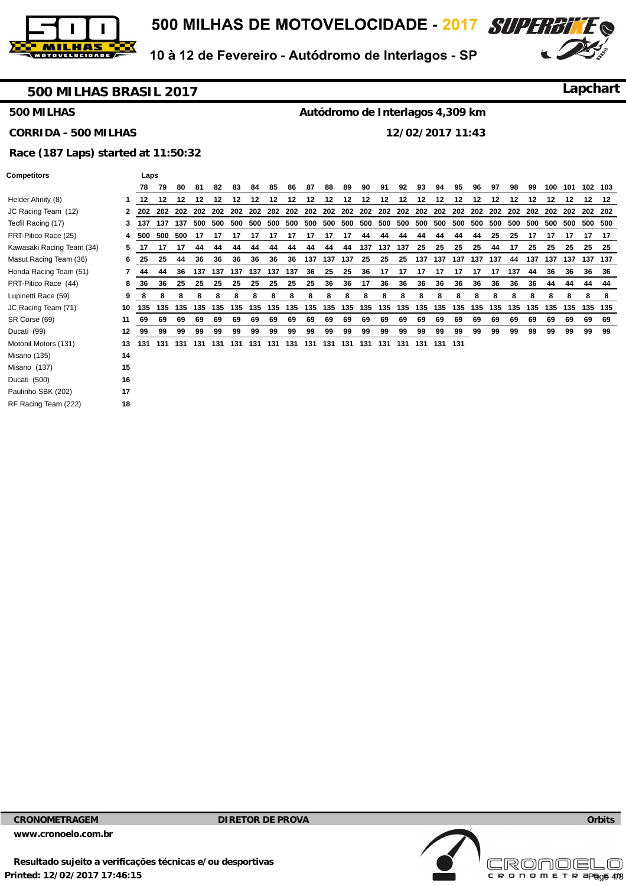## 500 MILHAS BRASIL 2017

**Lapchart**

**500 MILHAS** — **Autódromo de Interlagos 4,309 km**

**CORRIDA - 500 MILHAS** — **12/02/2017 11:43**

**Race (187 Laps) started at 11:50:32**

| Competitors | | 78 | 79 | 80 | 81 | 82 | 83 | 84 | 85 | 86 | 87 | 88 | 89 | 90 | 91 | 92 | 93 | 94 | 95 | 96 | 97 | 98 | 99 | 100 | 101 | 102 | 103 |
|---|---|---|---|---|---|---|---|---|---|---|---|---|---|---|---|---|---|---|---|---|---|---|---|---|---|---|---|
| Helder Afinity (8) | 1 | 12 | 12 | 12 | 12 | 12 | 12 | 12 | 12 | 12 | 12 | 12 | 12 | 12 | 12 | 12 | 12 | 12 | 12 | 12 | 12 | 12 | 12 | 12 | 12 | 12 | 12 |
| JC Racing Team (12) | 2 | 202 | 202 | 202 | 202 | 202 | 202 | 202 | 202 | 202 | 202 | 202 | 202 | 202 | 202 | 202 | 202 | 202 | 202 | 202 | 202 | 202 | 202 | 202 | 202 | 202 | 202 |
| Tecfil Racing (17) | 3 | 137 | 137 | 137 | 500 | 500 | 500 | 500 | 500 | 500 | 500 | 500 | 500 | 500 | 500 | 500 | 500 | 500 | 500 | 500 | 500 | 500 | 500 | 500 | 500 | 500 | 500 |
| PRT-Pitico Race (25) | 4 | 500 | 500 | 500 | 17 | 17 | 17 | 17 | 17 | 17 | 17 | 17 | 17 | 44 | 44 | 44 | 44 | 44 | 44 | 44 | 25 | 25 | 17 | 17 | 17 | 17 | 17 |
| Kawasaki Racing Team (34) | 5 | 17 | 17 | 17 | 44 | 44 | 44 | 44 | 44 | 44 | 44 | 44 | 44 | 137 | 137 | 137 | 25 | 25 | 25 | 25 | 44 | 17 | 25 | 25 | 25 | 25 | 25 |
| Masut Racing Team (36) | 6 | 25 | 25 | 44 | 36 | 36 | 36 | 36 | 36 | 36 | 137 | 137 | 137 | 25 | 25 | 25 | 137 | 137 | 137 | 137 | 137 | 44 | 137 | 137 | 137 | 137 | 137 |
| Honda Racing Team (51) | 7 | 44 | 44 | 36 | 137 | 137 | 137 | 137 | 137 | 137 | 36 | 25 | 25 | 36 | 17 | 17 | 17 | 17 | 17 | 17 | 17 | 137 | 44 | 36 | 36 | 36 | 36 |
| PRT-Pitico Race (44) | 8 | 36 | 36 | 25 | 25 | 25 | 25 | 25 | 25 | 25 | 25 | 36 | 36 | 17 | 36 | 36 | 36 | 36 | 36 | 36 | 36 | 36 | 36 | 44 | 44 | 44 | 44 |
| Lupinetti Race (59) | 9 | 8 | 8 | 8 | 8 | 8 | 8 | 8 | 8 | 8 | 8 | 8 | 8 | 8 | 8 | 8 | 8 | 8 | 8 | 8 | 8 | 8 | 8 | 8 | 8 | 8 | 8 |
| JC Racing Team (71) | 10 | 135 | 135 | 135 | 135 | 135 | 135 | 135 | 135 | 135 | 135 | 135 | 135 | 135 | 135 | 135 | 135 | 135 | 135 | 135 | 135 | 135 | 135 | 135 | 135 | 135 | 135 |
| SR Corse (69) | 11 | 69 | 69 | 69 | 69 | 69 | 69 | 69 | 69 | 69 | 69 | 69 | 69 | 69 | 69 | 69 | 69 | 69 | 69 | 69 | 69 | 69 | 69 | 69 | 69 | 69 | 69 |
| Ducati (99) | 12 | 99 | 99 | 99 | 99 | 99 | 99 | 99 | 99 | 99 | 99 | 99 | 99 | 99 | 99 | 99 | 99 | 99 | 99 | 99 | 99 | 99 | 99 | 99 | 99 | 99 | 99 |
| Motonil Motors (131) | 13 | 131 | 131 | 131 | 131 | 131 | 131 | 131 | 131 | 131 | 131 | 131 | 131 | 131 | 131 | 131 | 131 | 131 | 131 | | | | | | | | |
| Misano (135) | 14 | | | | | | | | | | | | | | | | | | | | | | | | | | |
| Misano (137) | 15 | | | | | | | | | | | | | | | | | | | | | | | | | | |
| Ducati (500) | 16 | | | | | | | | | | | | | | | | | | | | | | | | | | |
| Paulinho SBK (202) | 17 | | | | | | | | | | | | | | | | | | | | | | | | | | |
| RF Racing Team (222) | 18 | | | | | | | | | | | | | | | | | | | | | | | | | | |

**CRONOMETRAGEM** — **DIRETOR DE PROVA** — **Orbits**

**www.cronoelo.com.br**

**Resultado sujeito a verificações técnicas e/ou desportivas**

**Printed: 12/02/2017 17:46:15**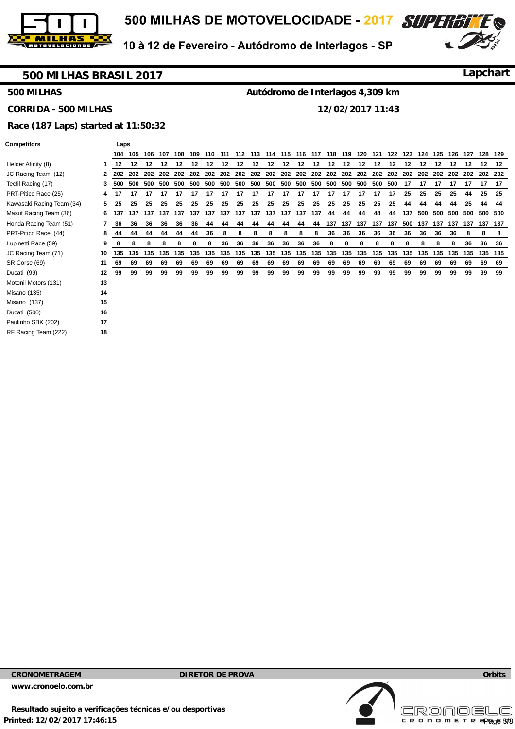# 500 MILHAS DE MOTOVELOCIDADE - 2017

10 à 12 de Fevereiro - Autódromo de Interlagos - SP

## 500 MILHAS BRASIL 2017

**Lapchart**

**500 MILHAS** — **Autódromo de Interlagos 4,309 km**

**CORRIDA - 500 MILHAS** — **12/02/2017 11:43**

**Race (187 Laps) started at 11:50:32**

| Competitors | | 104 | 105 | 106 | 107 | 108 | 109 | 110 | 111 | 112 | 113 | 114 | 115 | 116 | 117 | 118 | 119 | 120 | 121 | 122 | 123 | 124 | 125 | 126 | 127 | 128 | 129 |
|---|---|---|---|---|---|---|---|---|---|---|---|---|---|---|---|---|---|---|---|---|---|---|---|---|---|---|---|
| Helder Afinity (8) | 1 | 12 | 12 | 12 | 12 | 12 | 12 | 12 | 12 | 12 | 12 | 12 | 12 | 12 | 12 | 12 | 12 | 12 | 12 | 12 | 12 | 12 | 12 | 12 | 12 | 12 | 12 |
| JC Racing Team (12) | 2 | 202 | 202 | 202 | 202 | 202 | 202 | 202 | 202 | 202 | 202 | 202 | 202 | 202 | 202 | 202 | 202 | 202 | 202 | 202 | 202 | 202 | 202 | 202 | 202 | 202 | 202 |
| Tecfil Racing (17) | 3 | 500 | 500 | 500 | 500 | 500 | 500 | 500 | 500 | 500 | 500 | 500 | 500 | 500 | 500 | 500 | 500 | 500 | 500 | 500 | 17 | 17 | 17 | 17 | 17 | 17 | 17 |
| PRT-Pitico Race (25) | 4 | 17 | 17 | 17 | 17 | 17 | 17 | 17 | 17 | 17 | 17 | 17 | 17 | 17 | 17 | 17 | 17 | 17 | 17 | 17 | 25 | 25 | 25 | 25 | 44 | 25 | 25 |
| Kawasaki Racing Team (34) | 5 | 25 | 25 | 25 | 25 | 25 | 25 | 25 | 25 | 25 | 25 | 25 | 25 | 25 | 25 | 25 | 25 | 25 | 25 | 25 | 44 | 44 | 44 | 44 | 25 | 44 | 44 |
| Masut Racing Team (36) | 6 | 137 | 137 | 137 | 137 | 137 | 137 | 137 | 137 | 137 | 137 | 137 | 137 | 137 | 137 | 44 | 44 | 44 | 44 | 44 | 137 | 500 | 500 | 500 | 500 | 500 | 500 |
| Honda Racing Team (51) | 7 | 36 | 36 | 36 | 36 | 36 | 36 | 44 | 44 | 44 | 44 | 44 | 44 | 44 | 44 | 137 | 137 | 137 | 137 | 137 | 500 | 137 | 137 | 137 | 137 | 137 | 137 |
| PRT-Pitico Race (44) | 8 | 44 | 44 | 44 | 44 | 44 | 44 | 36 | 8 | 8 | 8 | 8 | 8 | 8 | 8 | 36 | 36 | 36 | 36 | 36 | 36 | 36 | 36 | 36 | 8 | 8 | 8 |
| Lupinetti Race (59) | 9 | 8 | 8 | 8 | 8 | 8 | 8 | 8 | 36 | 36 | 36 | 36 | 36 | 36 | 36 | 8 | 8 | 8 | 8 | 8 | 8 | 8 | 8 | 8 | 36 | 36 | 36 |
| JC Racing Team (71) | 10 | 135 | 135 | 135 | 135 | 135 | 135 | 135 | 135 | 135 | 135 | 135 | 135 | 135 | 135 | 135 | 135 | 135 | 135 | 135 | 135 | 135 | 135 | 135 | 135 | 135 | 135 |
| SR Corse (69) | 11 | 69 | 69 | 69 | 69 | 69 | 69 | 69 | 69 | 69 | 69 | 69 | 69 | 69 | 69 | 69 | 69 | 69 | 69 | 69 | 69 | 69 | 69 | 69 | 69 | 69 | 69 |
| Ducati (99) | 12 | 99 | 99 | 99 | 99 | 99 | 99 | 99 | 99 | 99 | 99 | 99 | 99 | 99 | 99 | 99 | 99 | 99 | 99 | 99 | 99 | 99 | 99 | 99 | 99 | 99 | 99 |
| Motonil Motors (131) | 13 | | | | | | | | | | | | | | | | | | | | | | | | | | |
| Misano (135) | 14 | | | | | | | | | | | | | | | | | | | | | | | | | | |
| Misano (137) | 15 | | | | | | | | | | | | | | | | | | | | | | | | | | |
| Ducati (500) | 16 | | | | | | | | | | | | | | | | | | | | | | | | | | |
| Paulinho SBK (202) | 17 | | | | | | | | | | | | | | | | | | | | | | | | | | |
| RF Racing Team (222) | 18 | | | | | | | | | | | | | | | | | | | | | | | | | | |

**CRONOMETRAGEM** — **DIRETOR DE PROVA** — **Orbits**

**www.cronoelo.com.br**

**Resultado sujeito a verificações técnicas e/ou desportivas**

**Printed: 12/02/2017 17:46:15**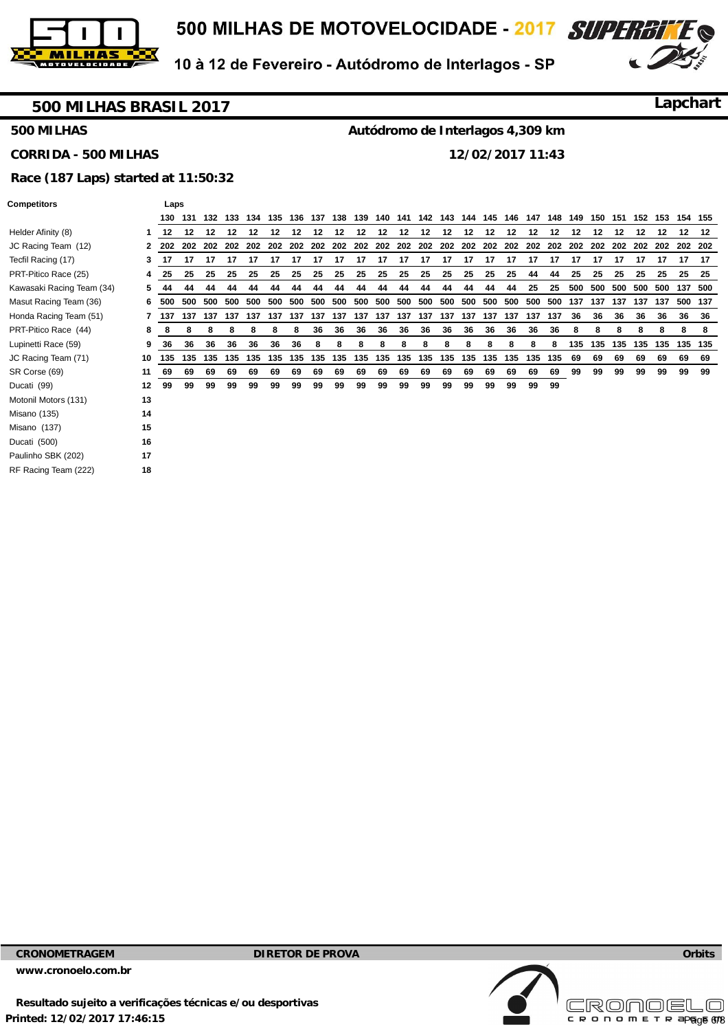# 500 MILHAS BRASIL 2017

**Lapchart**

**500 MILHAS** — **Autódromo de Interlagos 4,309 km**

**CORRIDA - 500 MILHAS** — **12/02/2017 11:43**

**Race (187 Laps) started at 11:50:32**

| Competitors | | 130 | 131 | 132 | 133 | 134 | 135 | 136 | 137 | 138 | 139 | 140 | 141 | 142 | 143 | 144 | 145 | 146 | 147 | 148 | 149 | 150 | 151 | 152 | 153 | 154 | 155 |
|---|---|---|---|---|---|---|---|---|---|---|---|---|---|---|---|---|---|---|---|---|---|---|---|---|---|---|---|
| Helder Afinity (8) | 1 | 12 | 12 | 12 | 12 | 12 | 12 | 12 | 12 | 12 | 12 | 12 | 12 | 12 | 12 | 12 | 12 | 12 | 12 | 12 | 12 | 12 | 12 | 12 | 12 | 12 | 12 |
| JC Racing Team (12) | 2 | 202 | 202 | 202 | 202 | 202 | 202 | 202 | 202 | 202 | 202 | 202 | 202 | 202 | 202 | 202 | 202 | 202 | 202 | 202 | 202 | 202 | 202 | 202 | 202 | 202 | 202 |
| Tecfil Racing (17) | 3 | 17 | 17 | 17 | 17 | 17 | 17 | 17 | 17 | 17 | 17 | 17 | 17 | 17 | 17 | 17 | 17 | 17 | 17 | 17 | 17 | 17 | 17 | 17 | 17 | 17 | 17 |
| PRT-Pitico Race (25) | 4 | 25 | 25 | 25 | 25 | 25 | 25 | 25 | 25 | 25 | 25 | 25 | 25 | 25 | 25 | 25 | 25 | 25 | 44 | 44 | 25 | 25 | 25 | 25 | 25 | 25 | 25 |
| Kawasaki Racing Team (34) | 5 | 44 | 44 | 44 | 44 | 44 | 44 | 44 | 44 | 44 | 44 | 44 | 44 | 44 | 44 | 44 | 44 | 44 | 25 | 25 | 500 | 500 | 500 | 500 | 500 | 137 | 500 |
| Masut Racing Team (36) | 6 | 500 | 500 | 500 | 500 | 500 | 500 | 500 | 500 | 500 | 500 | 500 | 500 | 500 | 500 | 500 | 500 | 500 | 500 | 500 | 137 | 137 | 137 | 137 | 137 | 500 | 137 |
| Honda Racing Team (51) | 7 | 137 | 137 | 137 | 137 | 137 | 137 | 137 | 137 | 137 | 137 | 137 | 137 | 137 | 137 | 137 | 137 | 137 | 137 | 137 | 36 | 36 | 36 | 36 | 36 | 36 | 36 |
| PRT-Pitico Race (44) | 8 | 8 | 8 | 8 | 8 | 8 | 8 | 8 | 36 | 36 | 36 | 36 | 36 | 36 | 36 | 36 | 36 | 36 | 36 | 36 | 8 | 8 | 8 | 8 | 8 | 8 | 8 |
| Lupinetti Race (59) | 9 | 36 | 36 | 36 | 36 | 36 | 36 | 36 | 8 | 8 | 8 | 8 | 8 | 8 | 8 | 8 | 8 | 8 | 8 | 8 | 135 | 135 | 135 | 135 | 135 | 135 | 135 |
| JC Racing Team (71) | 10 | 135 | 135 | 135 | 135 | 135 | 135 | 135 | 135 | 135 | 135 | 135 | 135 | 135 | 135 | 135 | 135 | 135 | 135 | 135 | 69 | 69 | 69 | 69 | 69 | 69 | 69 |
| SR Corse (69) | 11 | 69 | 69 | 69 | 69 | 69 | 69 | 69 | 69 | 69 | 69 | 69 | 69 | 69 | 69 | 69 | 69 | 69 | 69 | 69 | 99 | 99 | 99 | 99 | 99 | 99 | 99 |
| Ducati (99) | 12 | 99 | 99 | 99 | 99 | 99 | 99 | 99 | 99 | 99 | 99 | 99 | 99 | 99 | 99 | 99 | 99 | 99 | 99 | 99 | | | | | | | |
| Motonil Motors (131) | 13 | | | | | | | | | | | | | | | | | | | | | | | | | | |
| Misano (135) | 14 | | | | | | | | | | | | | | | | | | | | | | | | | | |
| Misano (137) | 15 | | | | | | | | | | | | | | | | | | | | | | | | | | |
| Ducati (500) | 16 | | | | | | | | | | | | | | | | | | | | | | | | | | |
| Paulinho SBK (202) | 17 | | | | | | | | | | | | | | | | | | | | | | | | | | |
| RF Racing Team (222) | 18 | | | | | | | | | | | | | | | | | | | | | | | | | | |

**CRONOMETRAGEM** — **DIRETOR DE PROVA** — **Orbits**

**www.cronoelo.com.br**

**Resultado sujeito a verificações técnicas e/ou desportivas**

**Printed: 12/02/2017 17:46:15**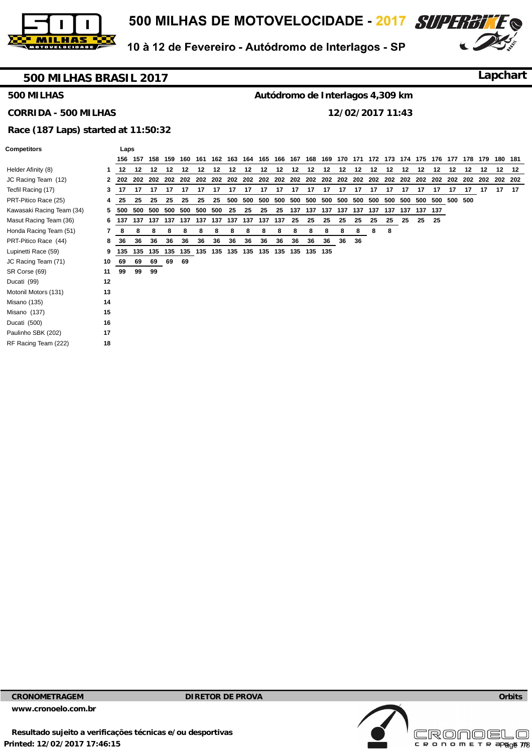# 500 MILHAS DE MOTOVELOCIDADE - 2017

10 à 12 de Fevereiro - Autódromo de Interlagos - SP

## 500 MILHAS BRASIL 2017

**Lapchart**

**500 MILHAS** — **Autódromo de Interlagos 4,309 km**

**CORRIDA - 500 MILHAS** — **12/02/2017 11:43**

**Race (187 Laps) started at 11:50:32**

| Competitors | | 156 | 157 | 158 | 159 | 160 | 161 | 162 | 163 | 164 | 165 | 166 | 167 | 168 | 169 | 170 | 171 | 172 | 173 | 174 | 175 | 176 | 177 | 178 | 179 | 180 | 181 |
|---|---|---|---|---|---|---|---|---|---|---|---|---|---|---|---|---|---|---|---|---|---|---|---|---|---|---|---|
| Helder Afinity (8) | 1 | 12 | 12 | 12 | 12 | 12 | 12 | 12 | 12 | 12 | 12 | 12 | 12 | 12 | 12 | 12 | 12 | 12 | 12 | 12 | 12 | 12 | 12 | 12 | 12 | 12 | 12 |
| JC Racing Team (12) | 2 | 202 | 202 | 202 | 202 | 202 | 202 | 202 | 202 | 202 | 202 | 202 | 202 | 202 | 202 | 202 | 202 | 202 | 202 | 202 | 202 | 202 | 202 | 202 | 202 | 202 | 202 |
| Tecfil Racing (17) | 3 | 17 | 17 | 17 | 17 | 17 | 17 | 17 | 17 | 17 | 17 | 17 | 17 | 17 | 17 | 17 | 17 | 17 | 17 | 17 | 17 | 17 | 17 | 17 | 17 | 17 | 17 |
| PRT-Pitico Race (25) | 4 | 25 | 25 | 25 | 25 | 25 | 25 | 25 | 500 | 500 | 500 | 500 | 500 | 500 | 500 | 500 | 500 | 500 | 500 | 500 | 500 | 500 | 500 | 500 | | | |
| Kawasaki Racing Team (34) | 5 | 500 | 500 | 500 | 500 | 500 | 500 | 500 | 25 | 25 | 25 | 25 | 137 | 137 | 137 | 137 | 137 | 137 | 137 | 137 | 137 | 137 | | | | | |
| Masut Racing Team (36) | 6 | 137 | 137 | 137 | 137 | 137 | 137 | 137 | 137 | 137 | 137 | 137 | 25 | 25 | 25 | 25 | 25 | 25 | 25 | 25 | 25 | 25 | | | | | |
| Honda Racing Team (51) | 7 | 8 | 8 | 8 | 8 | 8 | 8 | 8 | 8 | 8 | 8 | 8 | 8 | 8 | 8 | 8 | 8 | 8 | 8 | | | | | | | | |
| PRT-Pitico Race (44) | 8 | 36 | 36 | 36 | 36 | 36 | 36 | 36 | 36 | 36 | 36 | 36 | 36 | 36 | 36 | 36 | 36 | | | | | | | | | | |
| Lupinetti Race (59) | 9 | 135 | 135 | 135 | 135 | 135 | 135 | 135 | 135 | 135 | 135 | 135 | 135 | 135 | 135 | | | | | | | | | | | | |
| JC Racing Team (71) | 10 | 69 | 69 | 69 | 69 | 69 | | | | | | | | | | | | | | | | | | | | | |
| SR Corse (69) | 11 | 99 | 99 | 99 | | | | | | | | | | | | | | | | | | | | | | | |
| Ducati (99) | 12 | | | | | | | | | | | | | | | | | | | | | | | | | | |
| Motonil Motors (131) | 13 | | | | | | | | | | | | | | | | | | | | | | | | | | |
| Misano (135) | 14 | | | | | | | | | | | | | | | | | | | | | | | | | | |
| Misano (137) | 15 | | | | | | | | | | | | | | | | | | | | | | | | | | |
| Ducati (500) | 16 | | | | | | | | | | | | | | | | | | | | | | | | | | |
| Paulinho SBK (202) | 17 | | | | | | | | | | | | | | | | | | | | | | | | | | |
| RF Racing Team (222) | 18 | | | | | | | | | | | | | | | | | | | | | | | | | | |

**CRONOMETRAGEM** — **DIRETOR DE PROVA** — **Orbits**

**www.cronoelo.com.br**

**Resultado sujeito a verificações técnicas e/ou desportivas**

**Printed: 12/02/2017 17:46:15**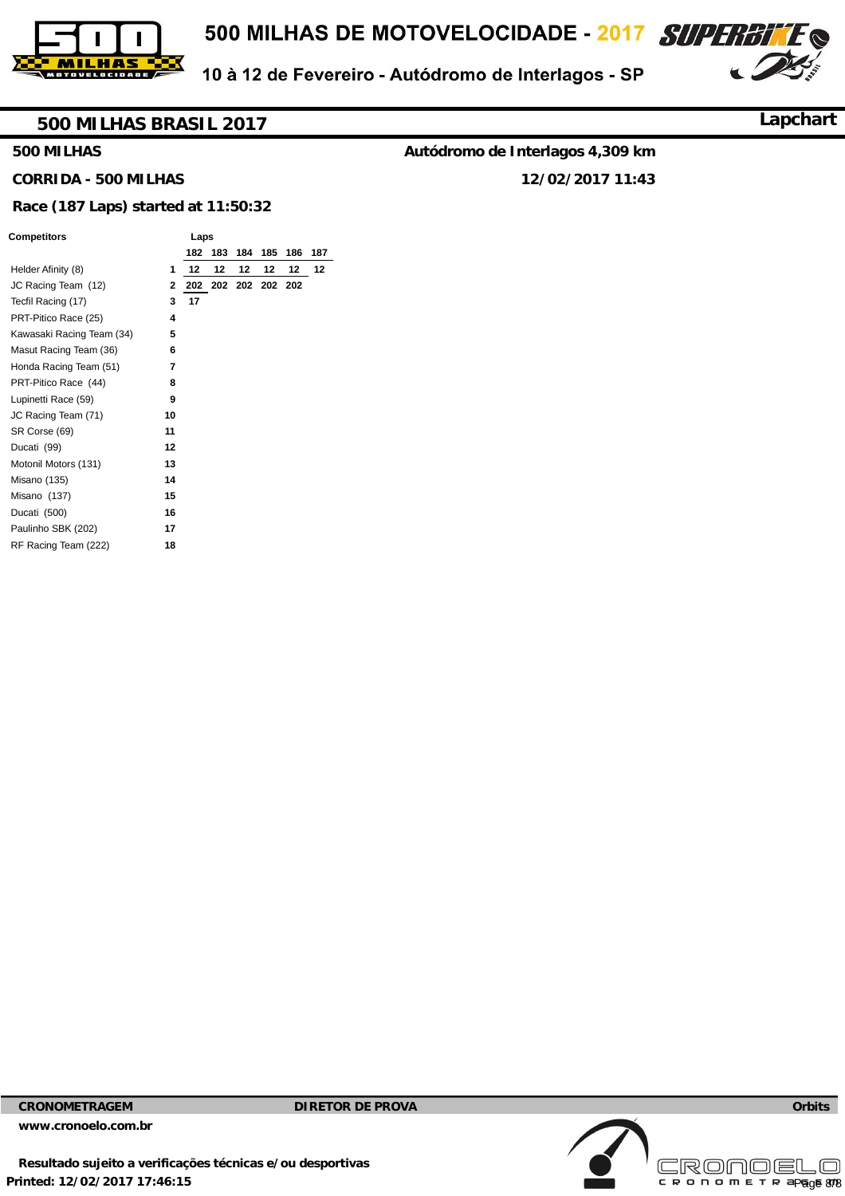# 500 MILHAS DE MOTOVELOCIDADE - 2017

10 à 12 de Fevereiro - Autódromo de Interlagos - SP

## 500 MILHAS BRASIL 2017

**Lapchart**

**500 MILHAS** — **Autódromo de Interlagos 4,309 km**

**CORRIDA - 500 MILHAS** — **12/02/2017 11:43**

**Race (187 Laps) started at 11:50:32**

| Competitors | | Laps 182 | 183 | 184 | 185 | 186 | 187 |
|---|---|---|---|---|---|---|---|
| Helder Afinity (8) | 1 | 12 | 12 | 12 | 12 | 12 | 12 |
| JC Racing Team (12) | 2 | 202 | 202 | 202 | 202 | 202 | |
| Tecfil Racing (17) | 3 | 17 | | | | | |
| PRT-Pitico Race (25) | 4 | | | | | | |
| Kawasaki Racing Team (34) | 5 | | | | | | |
| Masut Racing Team (36) | 6 | | | | | | |
| Honda Racing Team (51) | 7 | | | | | | |
| PRT-Pitico Race (44) | 8 | | | | | | |
| Lupinetti Race (59) | 9 | | | | | | |
| JC Racing Team (71) | 10 | | | | | | |
| SR Corse (69) | 11 | | | | | | |
| Ducati (99) | 12 | | | | | | |
| Motonil Motors (131) | 13 | | | | | | |
| Misano (135) | 14 | | | | | | |
| Misano (137) | 15 | | | | | | |
| Ducati (500) | 16 | | | | | | |
| Paulinho SBK (202) | 17 | | | | | | |
| RF Racing Team (222) | 18 | | | | | | |

**CRONOMETRAGEM** — **DIRETOR DE PROVA** — **Orbits**

**www.cronoelo.com.br**

**Resultado sujeito a verificações técnicas e/ou desportivas**

**Printed: 12/02/2017 17:46:15**